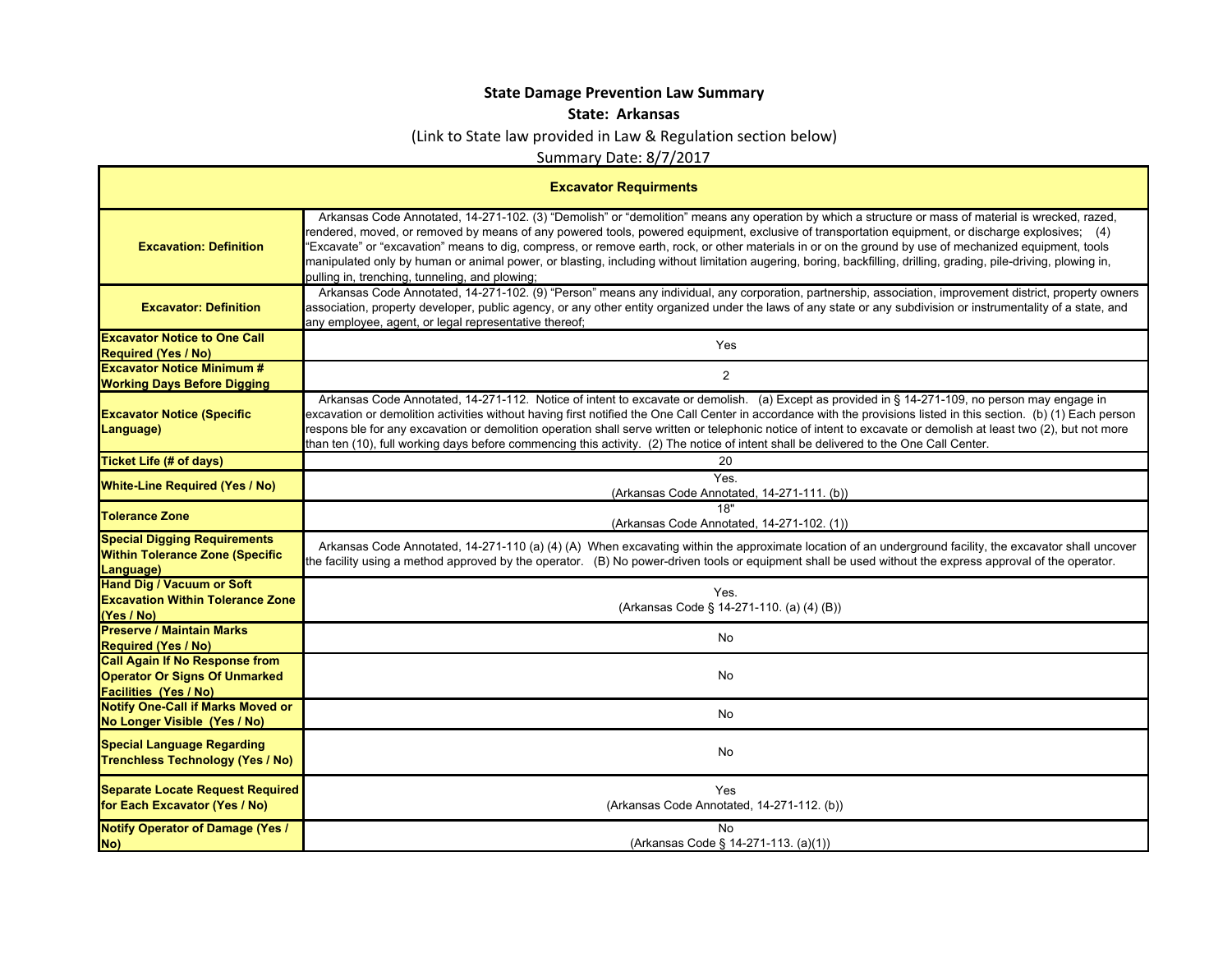# State Damage Prevention Law Summary

## State: Arkansas

(Link to State law provided in Law & Regulation section below)

Summary Date: 8/7/2017

| Excavator Requirments | |
|---|---|
| **Excavation: Definition** | Arkansas Code Annotated, 14-271-102. (3) "Demolish" or "demolition" means any operation by which a structure or mass of material is wrecked, razed, rendered, moved, or removed by means of any powered tools, powered equipment, exclusive of transportation equipment, or discharge explosives; (4) "Excavate" or "excavation" means to dig, compress, or remove earth, rock, or other materials in or on the ground by use of mechanized equipment, tools manipulated only by human or animal power, or blasting, including without limitation augering, boring, backfilling, drilling, grading, pile-driving, plowing in, pulling in, trenching, tunneling, and plowing; |
| **Excavator: Definition** | Arkansas Code Annotated, 14-271-102. (9) "Person" means any individual, any corporation, partnership, association, improvement district, property owners association, property developer, public agency, or any other entity organized under the laws of any state or any subdivision or instrumentality of a state, and any employee, agent, or legal representative thereof; |
| **Excavator Notice to One Call Required (Yes / No)** | Yes |
| **Excavator Notice Minimum # Working Days Before Digging** | 2 |
| **Excavator Notice (Specific Language)** | Arkansas Code Annotated, 14-271-112. Notice of intent to excavate or demolish. (a) Except as provided in § 14-271-109, no person may engage in excavation or demolition activities without having first notified the One Call Center in accordance with the provisions listed in this section. (b) (1) Each person respons ble for any excavation or demolition operation shall serve written or telephonic notice of intent to excavate or demolish at least two (2), but not more than ten (10), full working days before commencing this activity. (2) The notice of intent shall be delivered to the One Call Center. |
| **Ticket Life (# of days)** | 20 |
| **White-Line Required (Yes / No)** | Yes. (Arkansas Code Annotated, 14-271-111. (b)) |
| **Tolerance Zone** | 18" (Arkansas Code Annotated, 14-271-102. (1)) |
| **Special Digging Requirements Within Tolerance Zone (Specific Language)** | Arkansas Code Annotated, 14-271-110 (a) (4) (A) When excavating within the approximate location of an underground facility, the excavator shall uncover the facility using a method approved by the operator. (B) No power-driven tools or equipment shall be used without the express approval of the operator. |
| **Hand Dig / Vacuum or Soft Excavation Within Tolerance Zone (Yes / No)** | Yes. (Arkansas Code § 14-271-110. (a) (4) (B)) |
| **Preserve / Maintain Marks Required (Yes / No)** | No |
| **Call Again If No Response from Operator Or Signs Of Unmarked Facilities (Yes / No)** | No |
| **Notify One-Call if Marks Moved or No Longer Visible (Yes / No)** | No |
| **Special Language Regarding Trenchless Technology (Yes / No)** | No |
| **Separate Locate Request Required for Each Excavator (Yes / No)** | Yes (Arkansas Code Annotated, 14-271-112. (b)) |
| **Notify Operator of Damage (Yes / No)** | No (Arkansas Code § 14-271-113. (a)(1)) |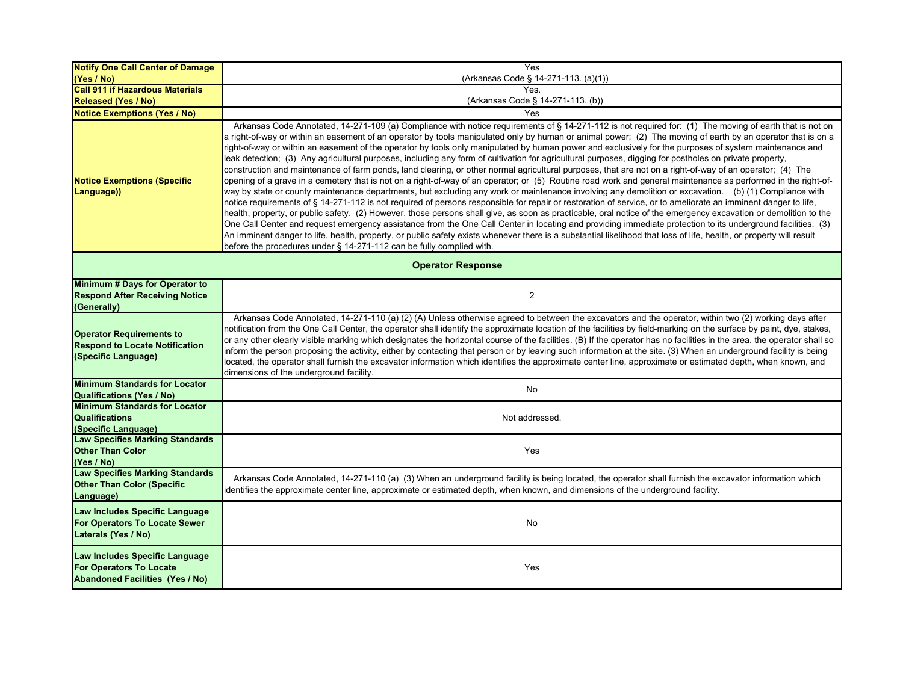| | |
|---|---|
| **Notify One Call Center of Damage (Yes / No)** | Yes (Arkansas Code § 14-271-113. (a)(1)) |
| **Call 911 if Hazardous Materials Released (Yes / No)** | Yes. (Arkansas Code § 14-271-113. (b)) |
| **Notice Exemptions (Yes / No)** | Yes |
| **Notice Exemptions (Specific Language))** | Arkansas Code Annotated, 14-271-109 (a) Compliance with notice requirements of § 14-271-112 is not required for: (1) The moving of earth that is not on a right-of-way or within an easement of an operator by tools manipulated only by human or animal power; (2) The moving of earth by an operator that is on a right-of-way or within an easement of the operator by tools only manipulated by human power and exclusively for the purposes of system maintenance and leak detection; (3) Any agricultural purposes, including any form of cultivation for agricultural purposes, digging for postholes on private property, construction and maintenance of farm ponds, land clearing, or other normal agricultural purposes, that are not on a right-of-way of an operator; (4) The opening of a grave in a cemetery that is not on a right-of-way of an operator; or (5) Routine road work and general maintenance as performed in the right-of-way by state or county maintenance departments, but excluding any work or maintenance involving any demolition or excavation. (b) (1) Compliance with notice requirements of § 14-271-112 is not required of persons responsible for repair or restoration of service, or to ameliorate an imminent danger to life, health, property, or public safety. (2) However, those persons shall give, as soon as practicable, oral notice of the emergency excavation or demolition to the One Call Center and request emergency assistance from the One Call Center in locating and providing immediate protection to its underground facilities. (3) An imminent danger to life, health, property, or public safety exists whenever there is a substantial likelihood that loss of life, health, or property will result before the procedures under § 14-271-112 can be fully complied with. |
| **Operator Response** | |
| **Minimum # Days for Operator to Respond After Receiving Notice (Generally)** | 2 |
| **Operator Requirements to Respond to Locate Notification (Specific Language)** | Arkansas Code Annotated, 14-271-110 (a) (2) (A) Unless otherwise agreed to between the excavators and the operator, within two (2) working days after notification from the One Call Center, the operator shall identify the approximate location of the facilities by field-marking on the surface by paint, dye, stakes, or any other clearly visible marking which designates the horizontal course of the facilities. (B) If the operator has no facilities in the area, the operator shall so inform the person proposing the activity, either by contacting that person or by leaving such information at the site. (3) When an underground facility is being located, the operator shall furnish the excavator information which identifies the approximate center line, approximate or estimated depth, when known, and dimensions of the underground facility. |
| **Minimum Standards for Locator Qualifications (Yes / No)** | No |
| **Minimum Standards for Locator Qualifications (Specific Language)** | Not addressed. |
| **Law Specifies Marking Standards Other Than Color (Yes / No)** | Yes |
| **Law Specifies Marking Standards Other Than Color (Specific Language)** | Arkansas Code Annotated, 14-271-110 (a) (3) When an underground facility is being located, the operator shall furnish the excavator information which identifies the approximate center line, approximate or estimated depth, when known, and dimensions of the underground facility. |
| **Law Includes Specific Language For Operators To Locate Sewer Laterals (Yes / No)** | No |
| **Law Includes Specific Language For Operators To Locate Abandoned Facilities (Yes / No)** | Yes |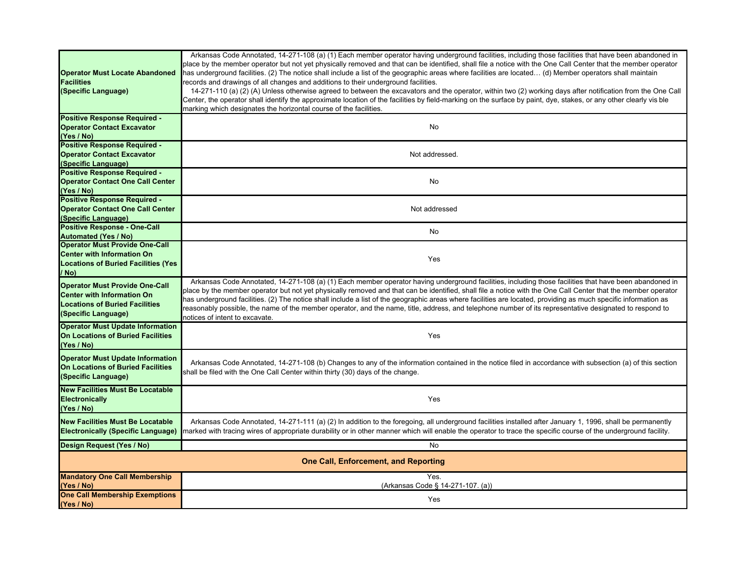| | |
|---|---|
| **Operator Must Locate Abandoned Facilities (Specific Language)** | Arkansas Code Annotated, 14-271-108 (a) (1) Each member operator having underground facilities, including those facilities that have been abandoned in place by the member operator but not yet physically removed and that can be identified, shall file a notice with the One Call Center that the member operator has underground facilities. (2) The notice shall include a list of the geographic areas where facilities are located… (d) Member operators shall maintain records and drawings of all changes and additions to their underground facilities. 14-271-110 (a) (2) (A) Unless otherwise agreed to between the excavators and the operator, within two (2) working days after notification from the One Call Center, the operator shall identify the approximate location of the facilities by field-marking on the surface by paint, dye, stakes, or any other clearly vis ble marking which designates the horizontal course of the facilities. |
| **Positive Response Required - Operator Contact Excavator (Yes / No)** | No |
| **Positive Response Required - Operator Contact Excavator (Specific Language)** | Not addressed. |
| **Positive Response Required - Operator Contact One Call Center (Yes / No)** | No |
| **Positive Response Required - Operator Contact One Call Center (Specific Language)** | Not addressed |
| **Positive Response - One-Call Automated (Yes / No)** | No |
| **Operator Must Provide One-Call Center with Information On Locations of Buried Facilities (Yes / No)** | Yes |
| **Operator Must Provide One-Call Center with Information On Locations of Buried Facilities (Specific Language)** | Arkansas Code Annotated, 14-271-108 (a) (1) Each member operator having underground facilities, including those facilities that have been abandoned in place by the member operator but not yet physically removed and that can be identified, shall file a notice with the One Call Center that the member operator has underground facilities. (2) The notice shall include a list of the geographic areas where facilities are located, providing as much specific information as reasonably possible, the name of the member operator, and the name, title, address, and telephone number of its representative designated to respond to notices of intent to excavate. |
| **Operator Must Update Information On Locations of Buried Facilities (Yes / No)** | Yes |
| **Operator Must Update Information On Locations of Buried Facilities (Specific Language)** | Arkansas Code Annotated, 14-271-108 (b) Changes to any of the information contained in the notice filed in accordance with subsection (a) of this section shall be filed with the One Call Center within thirty (30) days of the change. |
| **New Facilities Must Be Locatable Electronically (Yes / No)** | Yes |
| **New Facilities Must Be Locatable Electronically (Specific Language)** | Arkansas Code Annotated, 14-271-111 (a) (2) In addition to the foregoing, all underground facilities installed after January 1, 1996, shall be permanently marked with tracing wires of appropriate durability or in other manner which will enable the operator to trace the specific course of the underground facility. |
| **Design Request (Yes / No)** | No |
| **One Call, Enforcement, and Reporting** | |
| **Mandatory One Call Membership (Yes / No)** | Yes. (Arkansas Code § 14-271-107. (a)) |
| **One Call Membership Exemptions (Yes / No)** | Yes |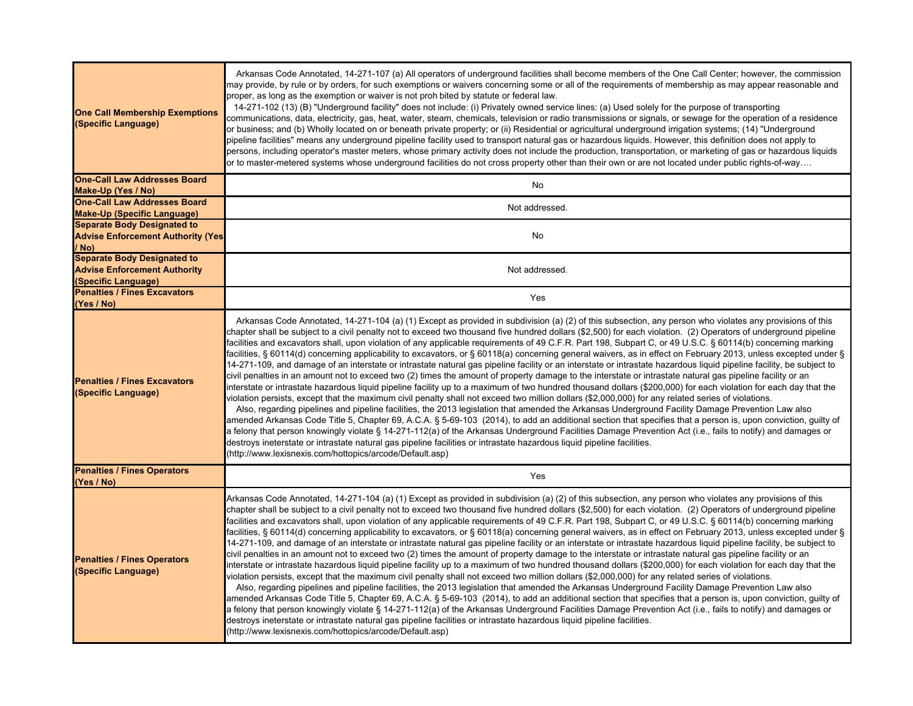| | |
|---|---|
| **One Call Membership Exemptions (Specific Language)** | Arkansas Code Annotated, 14-271-107 (a) All operators of underground facilities shall become members of the One Call Center; however, the commission may provide, by rule or by orders, for such exemptions or waivers concerning some or all of the requirements of membership as may appear reasonable and proper, as long as the exemption or waiver is not proh bited by statute or federal law. 14-271-102 (13) (B) "Underground facility" does not include: (i) Privately owned service lines: (a) Used solely for the purpose of transporting communications, data, electricity, gas, heat, water, steam, chemicals, television or radio transmissions or signals, or sewage for the operation of a residence or business; and (b) Wholly located on or beneath private property; or (ii) Residential or agricultural underground irrigation systems; (14) "Underground pipeline facilities" means any underground pipeline facility used to transport natural gas or hazardous liquids. However, this definition does not apply to persons, including operator's master meters, whose primary activity does not include the production, transportation, or marketing of gas or hazardous liquids or to master-metered systems whose underground facilities do not cross property other than their own or are not located under public rights-of-way…. |
| **One-Call Law Addresses Board Make-Up (Yes / No)** | No |
| **One-Call Law Addresses Board Make-Up (Specific Language)** | Not addressed. |
| **Separate Body Designated to Advise Enforcement Authority (Yes / No)** | No |
| **Separate Body Designated to Advise Enforcement Authority (Specific Language)** | Not addressed. |
| **Penalties / Fines Excavators (Yes / No)** | Yes |
| **Penalties / Fines Excavators (Specific Language)** | Arkansas Code Annotated, 14-271-104 (a) (1) Except as provided in subdivision (a) (2) of this subsection, any person who violates any provisions of this chapter shall be subject to a civil penalty not to exceed two thousand five hundred dollars ($2,500) for each violation. (2) Operators of underground pipeline facilities and excavators shall, upon violation of any applicable requirements of 49 C.F.R. Part 198, Subpart C, or 49 U.S.C. § 60114(b) concerning marking facilities, § 60114(d) concerning applicability to excavators, or § 60118(a) concerning general waivers, as in effect on February 2013, unless excepted under § 14-271-109, and damage of an interstate or intrastate natural gas pipeline facility or an interstate or intrastate hazardous liquid pipeline facility, be subject to civil penalties in an amount not to exceed two (2) times the amount of property damage to the interstate or intrastate natural gas pipeline facility or an interstate or intrastate hazardous liquid pipeline facility up to a maximum of two hundred thousand dollars ($200,000) for each violation for each day that the violation persists, except that the maximum civil penalty shall not exceed two million dollars ($2,000,000) for any related series of violations. Also, regarding pipelines and pipeline facilities, the 2013 legislation that amended the Arkansas Underground Facility Damage Prevention Law also amended Arkansas Code Title 5, Chapter 69, A.C.A. § 5-69-103 (2014), to add an additional section that specifies that a person is, upon conviction, guilty of a felony that person knowingly violate § 14-271-112(a) of the Arkansas Underground Facilities Damage Prevention Act (i.e., fails to notify) and damages or destroys ineterstate or intrastate natural gas pipeline facilities or intrastate hazardous liquid pipeline facilities. (http://www.lexisnexis.com/hottopics/arcode/Default.asp) |
| **Penalties / Fines Operators (Yes / No)** | Yes |
| **Penalties / Fines Operators (Specific Language)** | Arkansas Code Annotated, 14-271-104 (a) (1) Except as provided in subdivision (a) (2) of this subsection, any person who violates any provisions of this chapter shall be subject to a civil penalty not to exceed two thousand five hundred dollars ($2,500) for each violation. (2) Operators of underground pipeline facilities and excavators shall, upon violation of any applicable requirements of 49 C.F.R. Part 198, Subpart C, or 49 U.S.C. § 60114(b) concerning marking facilities, § 60114(d) concerning applicability to excavators, or § 60118(a) concerning general waivers, as in effect on February 2013, unless excepted under § 14-271-109, and damage of an interstate or intrastate natural gas pipeline facility or an interstate or intrastate hazardous liquid pipeline facility, be subject to civil penalties in an amount not to exceed two (2) times the amount of property damage to the interstate or intrastate natural gas pipeline facility or an interstate or intrastate hazardous liquid pipeline facility up to a maximum of two hundred thousand dollars ($200,000) for each violation for each day that the violation persists, except that the maximum civil penalty shall not exceed two million dollars ($2,000,000) for any related series of violations. Also, regarding pipelines and pipeline facilities, the 2013 legislation that amended the Arkansas Underground Facility Damage Prevention Law also amended Arkansas Code Title 5, Chapter 69, A.C.A. § 5-69-103 (2014), to add an additional section that specifies that a person is, upon conviction, guilty of a felony that person knowingly violate § 14-271-112(a) of the Arkansas Underground Facilities Damage Prevention Act (i.e., fails to notify) and damages or destroys ineterstate or intrastate natural gas pipeline facilities or intrastate hazardous liquid pipeline facilities. (http://www.lexisnexis.com/hottopics/arcode/Default.asp) |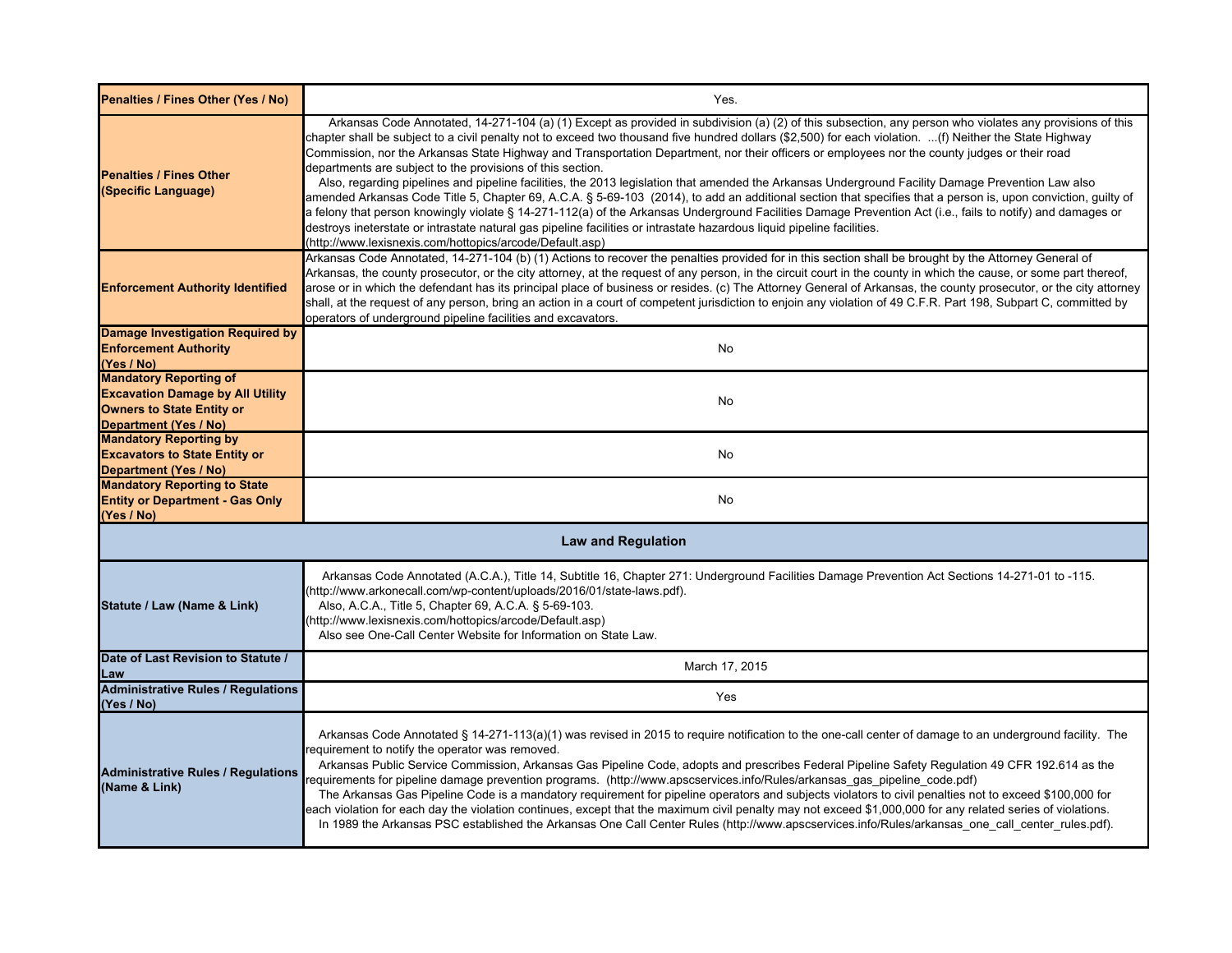| | |
|---|---|
| **Penalties / Fines Other (Yes / No)** | Yes. |
| **Penalties / Fines Other (Specific Language)** | Arkansas Code Annotated, 14-271-104 (a) (1) Except as provided in subdivision (a) (2) of this subsection, any person who violates any provisions of this chapter shall be subject to a civil penalty not to exceed two thousand five hundred dollars ($2,500) for each violation. ...(f) Neither the State Highway Commission, nor the Arkansas State Highway and Transportation Department, nor their officers or employees nor the county judges or their road departments are subject to the provisions of this section.<br>Also, regarding pipelines and pipeline facilities, the 2013 legislation that amended the Arkansas Underground Facility Damage Prevention Law also amended Arkansas Code Title 5, Chapter 69, A.C.A. § 5-69-103 (2014), to add an additional section that specifies that a person is, upon conviction, guilty of a felony that person knowingly violate § 14-271-112(a) of the Arkansas Underground Facilities Damage Prevention Act (i.e., fails to notify) and damages or destroys ineterstate or intrastate natural gas pipeline facilities or intrastate hazardous liquid pipeline facilities.<br>(http://www.lexisnexis.com/hottopics/arcode/Default.asp) |
| **Enforcement Authority Identified** | Arkansas Code Annotated, 14-271-104 (b) (1) Actions to recover the penalties provided for in this section shall be brought by the Attorney General of Arkansas, the county prosecutor, or the city attorney, at the request of any person, in the circuit court in the county in which the cause, or some part thereof, arose or in which the defendant has its principal place of business or resides. (c) The Attorney General of Arkansas, the county prosecutor, or the city attorney shall, at the request of any person, bring an action in a court of competent jurisdiction to enjoin any violation of 49 C.F.R. Part 198, Subpart C, committed by operators of underground pipeline facilities and excavators. |
| **Damage Investigation Required by Enforcement Authority (Yes / No)** | No |
| **Mandatory Reporting of Excavation Damage by All Utility Owners to State Entity or Department (Yes / No)** | No |
| **Mandatory Reporting by Excavators to State Entity or Department (Yes / No)** | No |
| **Mandatory Reporting to State Entity or Department - Gas Only (Yes / No)** | No |
| **Law and Regulation** | |
| **Statute / Law (Name & Link)** | Arkansas Code Annotated (A.C.A.), Title 14, Subtitle 16, Chapter 271: Underground Facilities Damage Prevention Act Sections 14-271-01 to -115.<br>(http://www.arkonecall.com/wp-content/uploads/2016/01/state-laws.pdf).<br>Also, A.C.A., Title 5, Chapter 69, A.C.A. § 5-69-103.<br>(http://www.lexisnexis.com/hottopics/arcode/Default.asp)<br>Also see One-Call Center Website for Information on State Law. |
| **Date of Last Revision to Statute / Law** | March 17, 2015 |
| **Administrative Rules / Regulations (Yes / No)** | Yes |
| **Administrative Rules / Regulations (Name & Link)** | Arkansas Code Annotated § 14-271-113(a)(1) was revised in 2015 to require notification to the one-call center of damage to an underground facility. The requirement to notify the operator was removed.<br>Arkansas Public Service Commission, Arkansas Gas Pipeline Code, adopts and prescribes Federal Pipeline Safety Regulation 49 CFR 192.614 as the requirements for pipeline damage prevention programs. (http://www.apscservices.info/Rules/arkansas_gas_pipeline_code.pdf)<br>The Arkansas Gas Pipeline Code is a mandatory requirement for pipeline operators and subjects violators to civil penalties not to exceed $100,000 for each violation for each day the violation continues, except that the maximum civil penalty may not exceed $1,000,000 for any related series of violations.<br>In 1989 the Arkansas PSC established the Arkansas One Call Center Rules (http://www.apscservices.info/Rules/arkansas_one_call_center_rules.pdf). |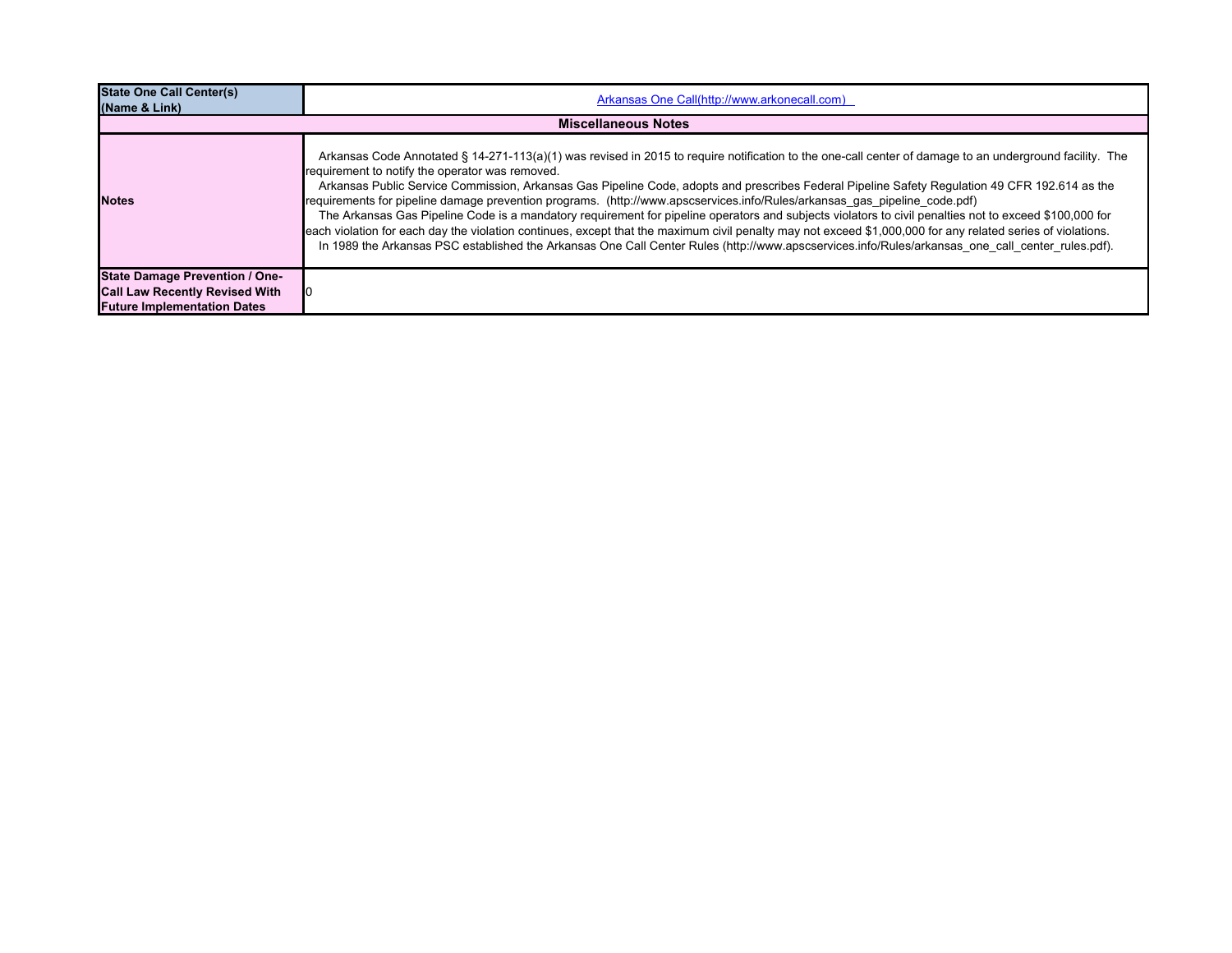| | |
|---|---|
| **State One Call Center(s) (Name & Link)** | [Arkansas One Call(http://www.arkonecall.com)](http://www.arkonecall.com) |
| **Miscellaneous Notes** | |
| **Notes** | Arkansas Code Annotated § 14-271-113(a)(1) was revised in 2015 to require notification to the one-call center of damage to an underground facility. The requirement to notify the operator was removed.<br>Arkansas Public Service Commission, Arkansas Gas Pipeline Code, adopts and prescribes Federal Pipeline Safety Regulation 49 CFR 192.614 as the requirements for pipeline damage prevention programs. (http://www.apscservices.info/Rules/arkansas_gas_pipeline_code.pdf)<br>The Arkansas Gas Pipeline Code is a mandatory requirement for pipeline operators and subjects violators to civil penalties not to exceed $100,000 for each violation for each day the violation continues, except that the maximum civil penalty may not exceed $1,000,000 for any related series of violations.<br>In 1989 the Arkansas PSC established the Arkansas One Call Center Rules (http://www.apscservices.info/Rules/arkansas_one_call_center_rules.pdf). |
| **State Damage Prevention / One-Call Law Recently Revised With Future Implementation Dates** | 0 |